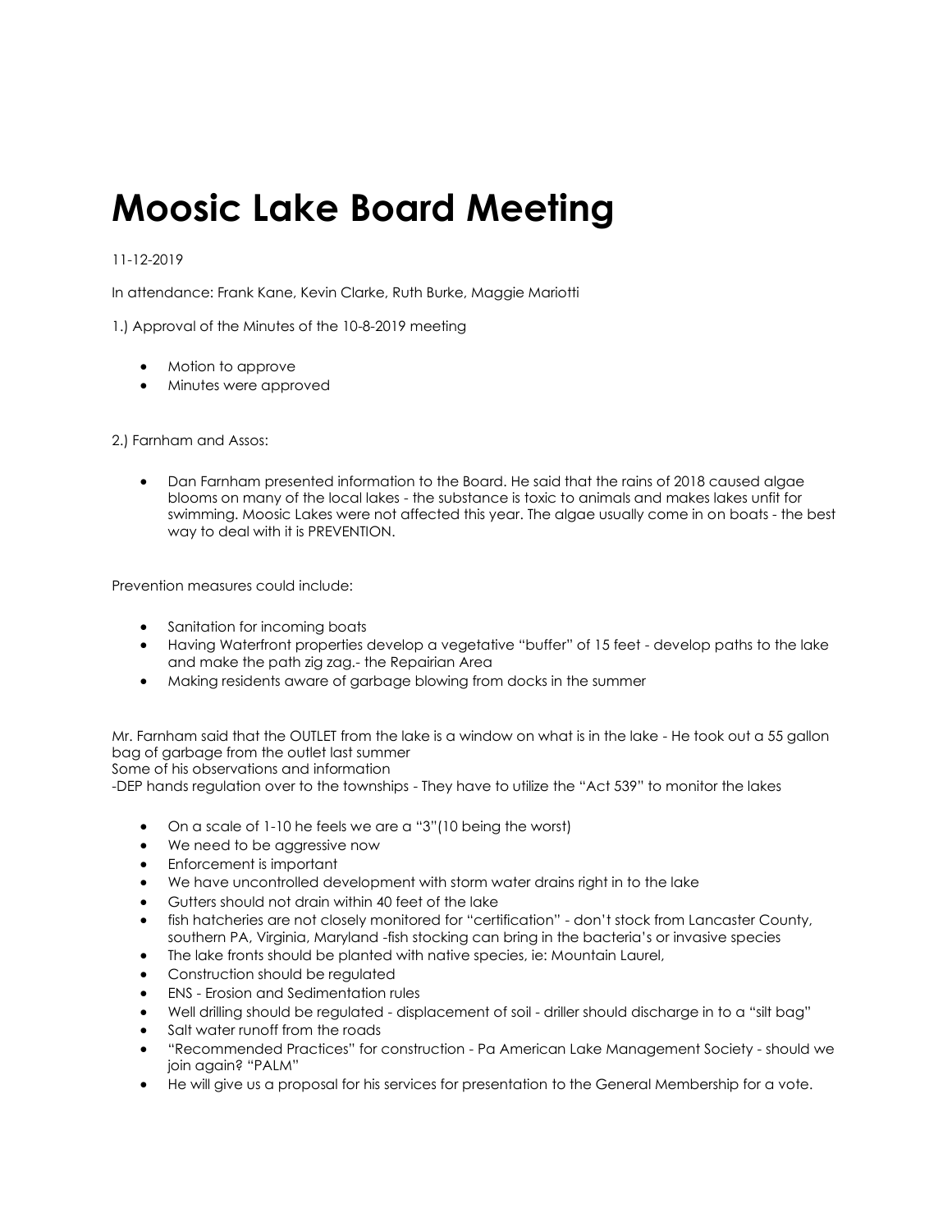# Moosic Lake Board Meeting

11-12-2019

In attendance: Frank Kane, Kevin Clarke, Ruth Burke, Maggie Mariotti

1.) Approval of the Minutes of the 10-8-2019 meeting

- Motion to approve
- Minutes were approved

2.) Farnham and Assos:

- Dan Farnham presented information to the Board. He said that the rains of 2018 caused algae blooms on many of the local lakes - the substance is toxic to animals and makes lakes unfit for swimming. Moosic Lakes were not affected this year. The algae usually come in on boats - the best way to deal with it is PREVENTION.

Prevention measures could include:

- Sanitation for incoming boats
- Having Waterfront properties develop a vegetative "buffer" of 15 feet - develop paths to the lake and make the path zig zag.- the Repairian Area
- Making residents aware of garbage blowing from docks in the summer

Mr. Farnham said that the OUTLET from the lake is a window on what is in the lake - He took out a 55 gallon bag of garbage from the outlet last summer
Some of his observations and information
-DEP hands regulation over to the townships - They have to utilize the "Act 539" to monitor the lakes

- On a scale of 1-10 he feels we are a "3"(10 being the worst)
- We need to be aggressive now
- Enforcement is important
- We have uncontrolled development with storm water drains right in to the lake
- Gutters should not drain within 40 feet of the lake
- fish hatcheries are not closely monitored for "certification" - don't stock from Lancaster County, southern PA, Virginia, Maryland -fish stocking can bring in the bacteria's or invasive species
- The lake fronts should be planted with native species, ie: Mountain Laurel,
- Construction should be regulated
- ENS - Erosion and Sedimentation rules
- Well drilling should be regulated - displacement of soil - driller should discharge in to a "silt bag"
- Salt water runoff from the roads
- "Recommended Practices" for construction - Pa American Lake Management Society - should we join again? "PALM"
- He will give us a proposal for his services for presentation to the General Membership for a vote.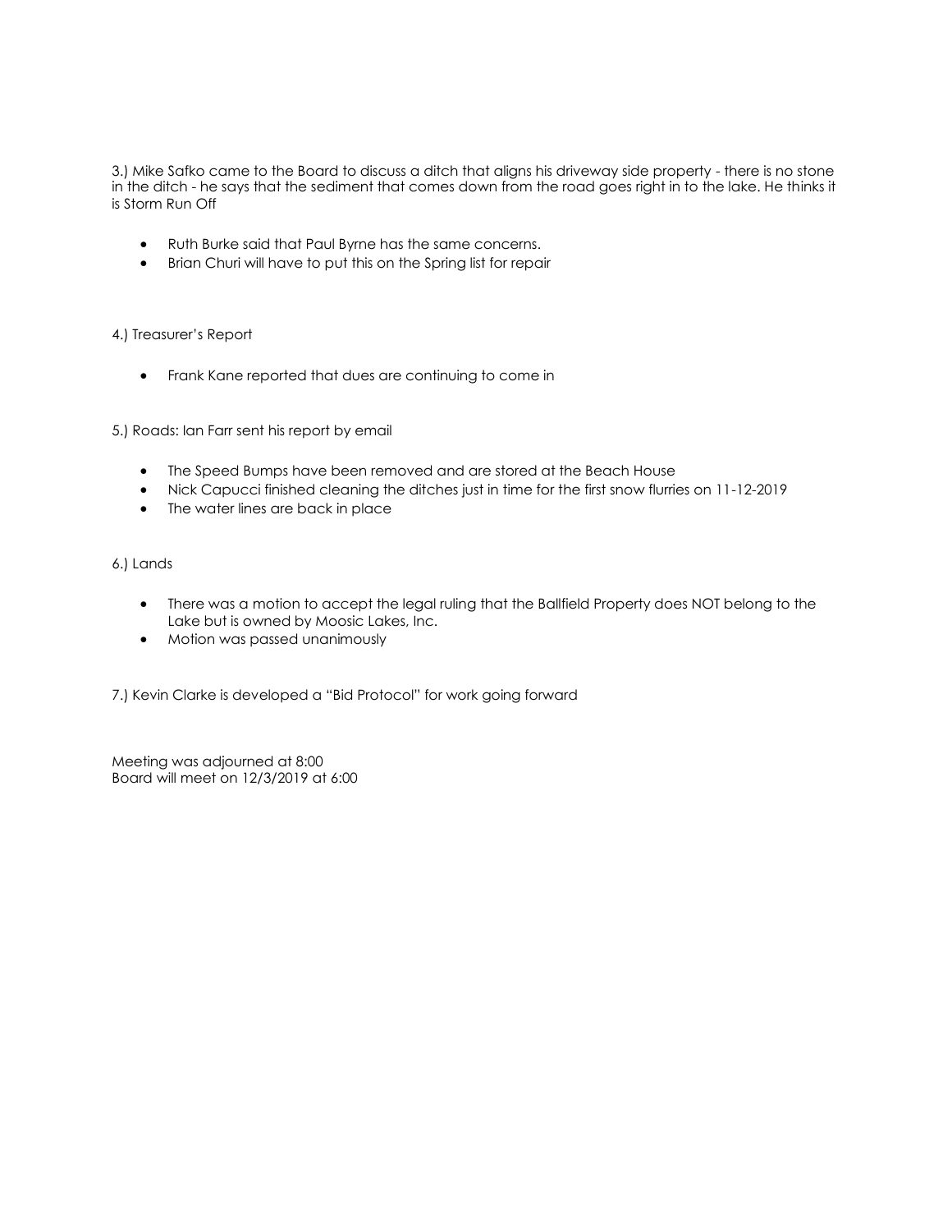3.) Mike Safko came to the Board to discuss a ditch that aligns his driveway side property - there is no stone in the ditch - he says that the sediment that comes down from the road goes right in to the lake. He thinks it is Storm Run Off

- Ruth Burke said that Paul Byrne has the same concerns.
- Brian Churi will have to put this on the Spring list for repair

4.) Treasurer's Report

- Frank Kane reported that dues are continuing to come in

5.) Roads: Ian Farr sent his report by email

- The Speed Bumps have been removed and are stored at the Beach House
- Nick Capucci finished cleaning the ditches just in time for the first snow flurries on 11-12-2019
- The water lines are back in place

6.) Lands

- There was a motion to accept the legal ruling that the Ballfield Property does NOT belong to the Lake but is owned by Moosic Lakes, Inc.
- Motion was passed unanimously

7.) Kevin Clarke is developed a "Bid Protocol" for work going forward

Meeting was adjourned at 8:00
Board will meet on 12/3/2019 at 6:00